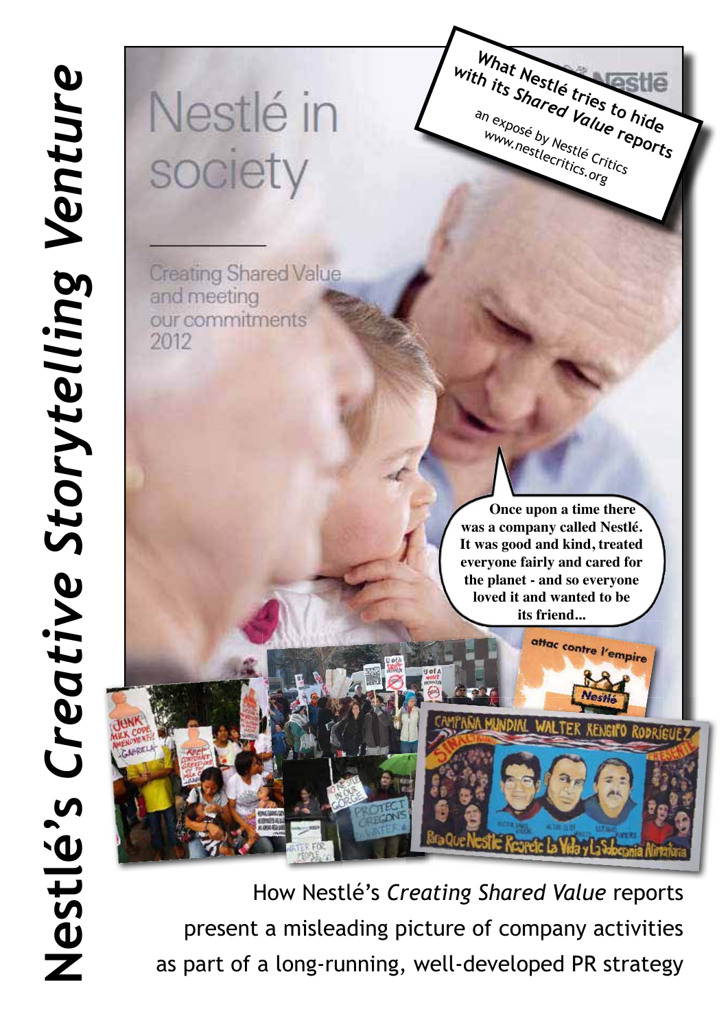# Nestlé's *Creative Storytelling Venture*

Nestlé in society

Creating Shared Value and meeting our commitments 2012

**What Nestlé tries to hide with its Shared Value reports**

an exposé by Nestlé Critics
www.nestlecritics.org

**Once upon a time there was a company called Nestlé. It was good and kind, treated everyone fairly and cared for the planet - and so everyone loved it and wanted to be its friend...**

How Nestlé's *Creating Shared Value* reports present a misleading picture of company activities as part of a long-running, well-developed PR strategy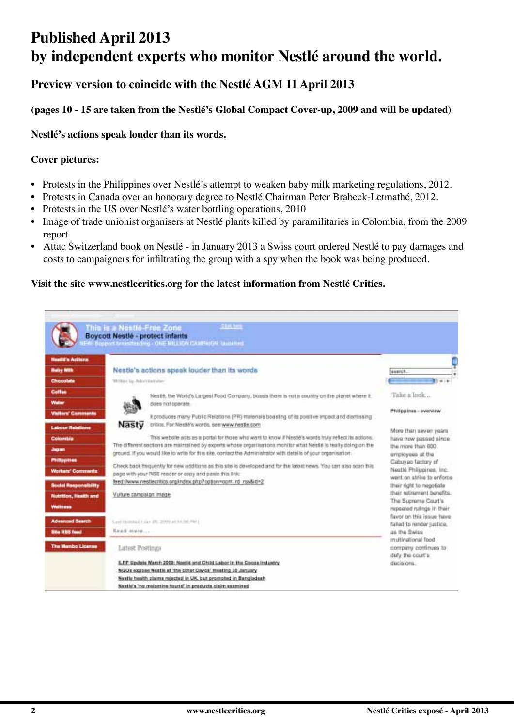# Published April 2013
# by independent experts who monitor Nestlé around the world.

### Preview version to coincide with the Nestlé AGM 11 April 2013

**(pages 10 - 15 are taken from the Nestlé's Global Compact Cover-up, 2009 and will be updated)**

**Nestlé's actions speak louder than its words.**

**Cover pictures:**

- Protests in the Philippines over Nestlé's attempt to weaken baby milk marketing regulations, 2012.
- Protests in Canada over an honorary degree to Nestlé Chairman Peter Brabeck-Letmathé, 2012.
- Protests in the US over Nestlé's water bottling operations, 2010
- Image of trade unionist organisers at Nestlé plants killed by paramilitaries in Colombia, from the 2009 report
- Attac Switzerland book on Nestlé - in January 2013 a Swiss court ordered Nestlé to pay damages and costs to campaigners for infiltrating the group with a spy when the book was being produced.

**Visit the site www.nestlecritics.org for the latest information from Nestlé Critics.**

This is a Nestlé-Free Zone
Boycott Nestlé - protect infants

Nestlé's Actions
Baby Milk
Chocolate
Coffee
Water
Visitors' Comments
Labour Relations
Colombia
Japan
Philippines
Workers' Comments
Social Responsibility
Nutrition, Health and Wellness
Advanced Search
Site RSS feed
The Mambo License

Nestle's actions speak louder than its words

Nestlé, the World's Largest Food Company, boasts there is not a country on the planet where it does not operate.

It produces many Public Relations (PR) materials boasting of its positive impact and dismissing critics. For Nestlé's words, see www.nestle.com

This website acts as a portal for those who want to know if Nestlé's words truly reflect its actions. The different sections are maintained by experts whose organisations monitor what Nestlé is really doing on the ground. If you would like to write for this site, contact the Administrator with details of your organisation.

Check back frequently for new additions as this site is developed and for the latest news. You can also scan this page with your RSS reader or copy and paste this link:
feed://www.nestlecritics.org/index.php?option=com_rd_rss&id=2

Vulture campaign image

Latest Postings

ILRF Update March 2009: Nestlé and Child Labor in the Cocoa Industry
NGOs expose Nestlé at "the other Davos" meeting 30 January
Nestle health claims rejected in UK, but promoted in Bangladesh
Nestle's "no melamine found" in products claim examined

Take a look...

Philippines - overview

More than seven years have now passed since the more than 600 employees at the Cabuyao factory of Nestlé Philippines, Inc. went on strike to enforce their right to negotiate their retirement benefits. The Supreme Court's repeated rulings in their favor on this issue have failed to render justice, as the Swiss multinational food company continues to defy the court's decisions.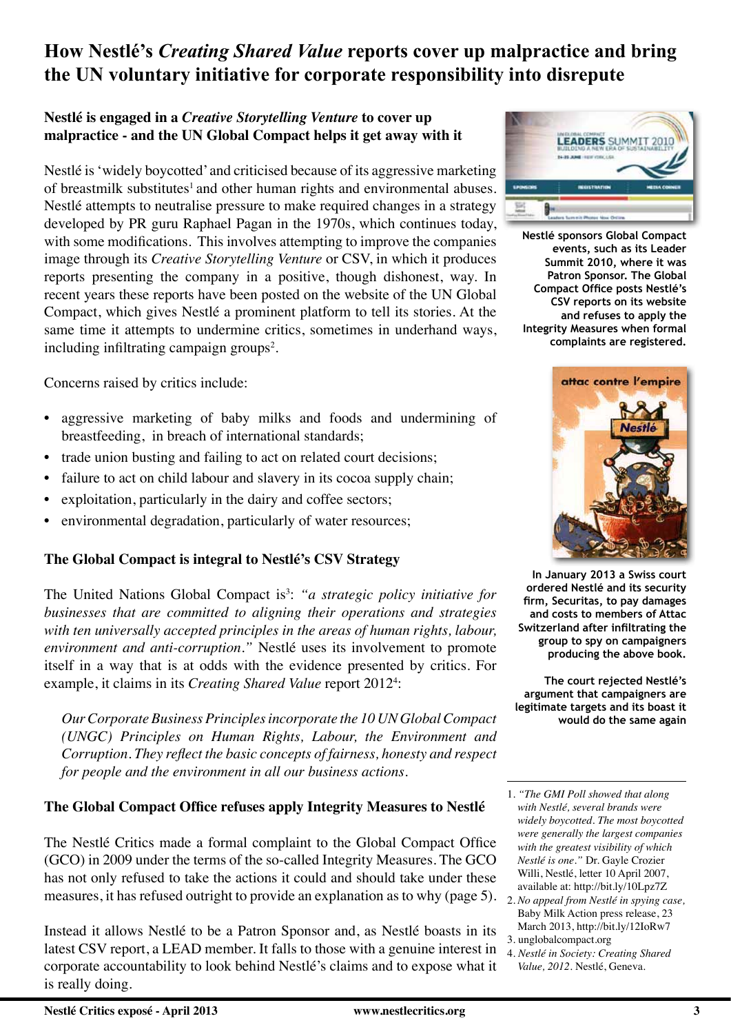# How Nestlé's *Creating Shared Value* reports cover up malpractice and bring the UN voluntary initiative for corporate responsibility into disrepute

### Nestlé is engaged in a *Creative Storytelling Venture* to cover up malpractice - and the UN Global Compact helps it get away with it

Nestlé is 'widely boycotted' and criticised because of its aggressive marketing of breastmilk substitutes[1] and other human rights and environmental abuses. Nestlé attempts to neutralise pressure to make required changes in a strategy developed by PR guru Raphael Pagan in the 1970s, which continues today, with some modifications. This involves attempting to improve the companies image through its *Creative Storytelling Venture* or CSV, in which it produces reports presenting the company in a positive, though dishonest, way. In recent years these reports have been posted on the website of the UN Global Compact, which gives Nestlé a prominent platform to tell its stories. At the same time it attempts to undermine critics, sometimes in underhand ways, including infiltrating campaign groups[2].

Concerns raised by critics include:

- aggressive marketing of baby milks and foods and undermining of breastfeeding, in breach of international standards;
- trade union busting and failing to act on related court decisions;
- failure to act on child labour and slavery in its cocoa supply chain;
- exploitation, particularly in the dairy and coffee sectors;
- environmental degradation, particularly of water resources;

### The Global Compact is integral to Nestlé's CSV Strategy

The United Nations Global Compact is[3]: *"a strategic policy initiative for businesses that are committed to aligning their operations and strategies with ten universally accepted principles in the areas of human rights, labour, environment and anti-corruption."* Nestlé uses its involvement to promote itself in a way that is at odds with the evidence presented by critics. For example, it claims in its *Creating Shared Value* report 2012[4]:

> *Our Corporate Business Principles incorporate the 10 UN Global Compact (UNGC) Principles on Human Rights, Labour, the Environment and Corruption. They reflect the basic concepts of fairness, honesty and respect for people and the environment in all our business actions.*

### The Global Compact Office refuses apply Integrity Measures to Nestlé

The Nestlé Critics made a formal complaint to the Global Compact Office (GCO) in 2009 under the terms of the so-called Integrity Measures. The GCO has not only refused to take the actions it could and should take under these measures, it has refused outright to provide an explanation as to why (page 5).

Instead it allows Nestlé to be a Patron Sponsor and, as Nestlé boasts in its latest CSV report, a LEAD member. It falls to those with a genuine interest in corporate accountability to look behind Nestlé's claims and to expose what it is really doing.

**Nestlé sponsors Global Compact events, such as its Leader Summit 2010, where it was Patron Sponsor. The Global Compact Office posts Nestlé's CSV reports on its website and refuses to apply the Integrity Measures when formal complaints are registered.**

**In January 2013 a Swiss court ordered Nestlé and its security firm, Securitas, to pay damages and costs to members of Attac Switzerland after infiltrating the group to spy on campaigners producing the above book.**

**The court rejected Nestlé's argument that campaigners are legitimate targets and its boast it would do the same again**

---

1. *"The GMI Poll showed that along with Nestlé, several brands were widely boycotted. The most boycotted were generally the largest companies with the greatest visibility of which Nestlé is one."* Dr. Gayle Crozier Willi, Nestlé, letter 10 April 2007, available at: http://bit.ly/10Lpz7Z
2. *No appeal from Nestlé in spying case*, Baby Milk Action press release, 23 March 2013, http://bit.ly/12IoRw7
3. unglobalcompact.org
4. *Nestlé in Society: Creating Shared Value, 2012*. Nestlé, Geneva.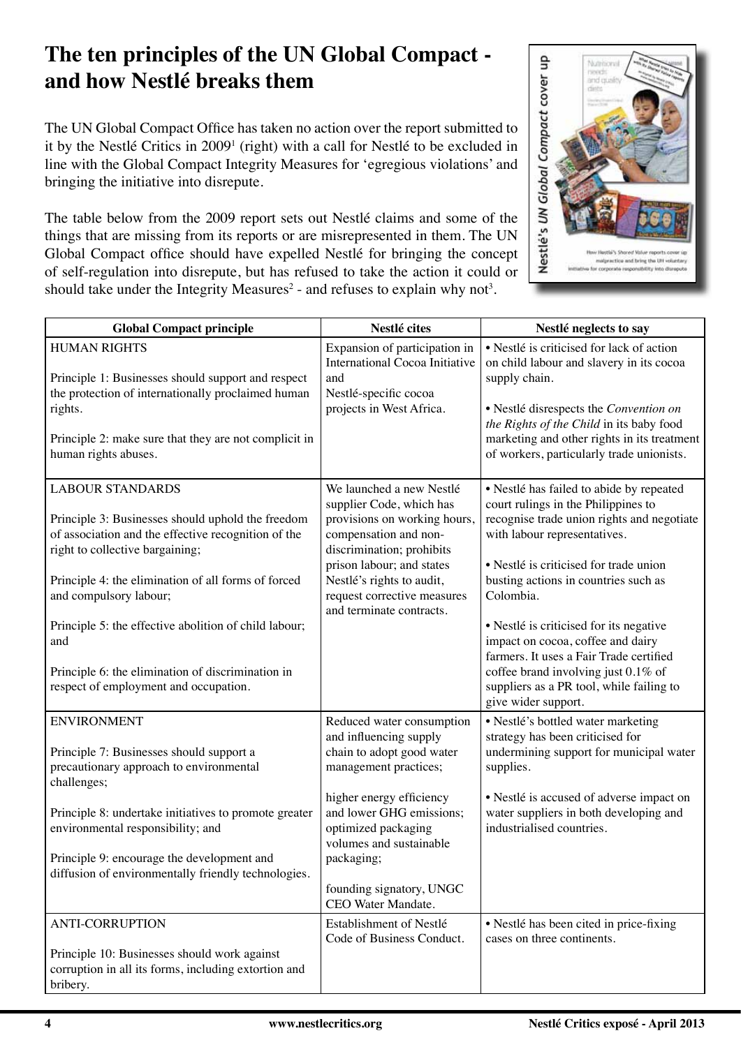# The ten principles of the UN Global Compact - and how Nestlé breaks them

The UN Global Compact Office has taken no action over the report submitted to it by the Nestlé Critics in 2009[1] (right) with a call for Nestlé to be excluded in line with the Global Compact Integrity Measures for 'egregious violations' and bringing the initiative into disrepute.

The table below from the 2009 report sets out Nestlé claims and some of the things that are missing from its reports or are misrepresented in them. The UN Global Compact office should have expelled Nestlé for bringing the concept of self-regulation into disrepute, but has refused to take the action it could or should take under the Integrity Measures[2] - and refuses to explain why not[3].

| Global Compact principle | Nestlé cites | Nestlé neglects to say |
|---|---|---|
| HUMAN RIGHTS<br><br>Principle 1: Businesses should support and respect the protection of internationally proclaimed human rights.<br><br>Principle 2: make sure that they are not complicit in human rights abuses. | Expansion of participation in International Cocoa Initiative and Nestlé-specific cocoa projects in West Africa. | • Nestlé is criticised for lack of action on child labour and slavery in its cocoa supply chain.<br><br>• Nestlé disrespects the *Convention on the Rights of the Child* in its baby food marketing and other rights in its treatment of workers, particularly trade unionists. |
| LABOUR STANDARDS<br><br>Principle 3: Businesses should uphold the freedom of association and the effective recognition of the right to collective bargaining;<br><br>Principle 4: the elimination of all forms of forced and compulsory labour;<br><br>Principle 5: the effective abolition of child labour; and<br><br>Principle 6: the elimination of discrimination in respect of employment and occupation. | We launched a new Nestlé supplier Code, which has provisions on working hours, compensation and non-discrimination; prohibits prison labour; and states Nestlé's rights to audit, request corrective measures and terminate contracts. | • Nestlé has failed to abide by repeated court rulings in the Philippines to recognise trade union rights and negotiate with labour representatives.<br><br>• Nestlé is criticised for trade union busting actions in countries such as Colombia.<br><br>• Nestlé is criticised for its negative impact on cocoa, coffee and dairy farmers. It uses a Fair Trade certified coffee brand involving just 0.1% of suppliers as a PR tool, while failing to give wider support. |
| ENVIRONMENT<br><br>Principle 7: Businesses should support a precautionary approach to environmental challenges;<br><br>Principle 8: undertake initiatives to promote greater environmental responsibility; and<br><br>Principle 9: encourage the development and diffusion of environmentally friendly technologies. | Reduced water consumption and influencing supply chain to adopt good water management practices;<br><br>higher energy efficiency and lower GHG emissions; optimized packaging volumes and sustainable packaging;<br><br>founding signatory, UNGC CEO Water Mandate. | • Nestlé's bottled water marketing strategy has been criticised for undermining support for municipal water supplies.<br><br>• Nestlé is accused of adverse impact on water suppliers in both developing and industrialised countries. |
| ANTI-CORRUPTION<br><br>Principle 10: Businesses should work against corruption in all its forms, including extortion and bribery. | Establishment of Nestlé Code of Business Conduct. | • Nestlé has been cited in price-fixing cases on three continents. |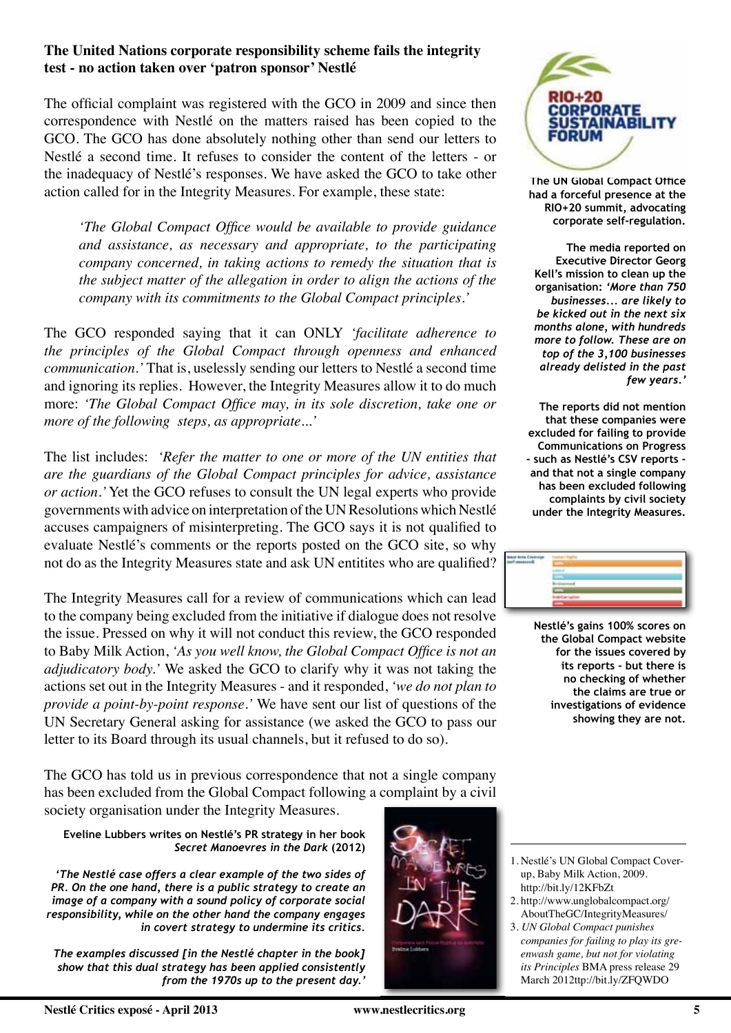**The United Nations corporate responsibility scheme fails the integrity test - no action taken over 'patron sponsor' Nestlé**

The official complaint was registered with the GCO in 2009 and since then correspondence with Nestlé on the matters raised has been copied to the GCO. The GCO has done absolutely nothing other than send our letters to Nestlé a second time. It refuses to consider the content of the letters - or the inadequacy of Nestlé's responses. We have asked the GCO to take other action called for in the Integrity Measures. For example, these state:

> *'The Global Compact Office would be available to provide guidance and assistance, as necessary and appropriate, to the participating company concerned, in taking actions to remedy the situation that is the subject matter of the allegation in order to align the actions of the company with its commitments to the Global Compact principles.'*

The GCO responded saying that it can ONLY *'facilitate adherence to the principles of the Global Compact through openness and enhanced communication.'* That is, uselessly sending our letters to Nestlé a second time and ignoring its replies. However, the Integrity Measures allow it to do much more: *'The Global Compact Office may, in its sole discretion, take one or more of the following steps, as appropriate...'*

The list includes: *'Refer the matter to one or more of the UN entities that are the guardians of the Global Compact principles for advice, assistance or action.'* Yet the GCO refuses to consult the UN legal experts who provide governments with advice on interpretation of the UN Resolutions which Nestlé accuses campaigners of misinterpreting. The GCO says it is not qualified to evaluate Nestlé's comments or the reports posted on the GCO site, so why not do as the Integrity Measures state and ask UN entitites who are qualified?

The Integrity Measures call for a review of communications which can lead to the company being excluded from the initiative if dialogue does not resolve the issue. Pressed on why it will not conduct this review, the GCO responded to Baby Milk Action, *'As you well know, the Global Compact Office is not an adjudicatory body.'* We asked the GCO to clarify why it was not taking the actions set out in the Integrity Measures - and it responded, *'we do not plan to provide a point-by-point response.'* We have sent our list of questions of the UN Secretary General asking for assistance (we asked the GCO to pass our letter to its Board through its usual channels, but it refused to do so).

The GCO has told us in previous correspondence that not a single company has been excluded from the Global Compact following a complaint by a civil society organisation under the Integrity Measures.

**Eveline Lubbers writes on Nestlé's PR strategy in her book *Secret Manoeuvres in the Dark* (2012)**

***'The Nestlé case offers a clear example of the two sides of PR. On the one hand, there is a public strategy to create an image of a company with a sound policy of corporate social responsibility, while on the other hand the company engages in covert strategy to undermine its critics.***

***The examples discussed [in the Nestlé chapter in the book] show that this dual strategy has been applied consistently from the 1970s up to the present day.'***

**The UN Global Compact Office had a forceful presence at the RIO+20 summit, advocating corporate self-regulation.**

**The media reported on Executive Director Georg Kell's mission to clean up the organisation: *'More than 750 businesses... are likely to be kicked out in the next six months alone, with hundreds more to follow. These are on top of the 3,100 businesses already delisted in the past few years.'***

**The reports did not mention that these companies were excluded for failing to provide Communications on Progress - such as Nestlé's CSV reports - and that not a single company has been excluded following complaints by civil society under the Integrity Measures.**

**Nestlé's gains 100% scores on the Global Compact website for the issues covered by its reports - but there is no checking of whether the claims are true or investigations of evidence showing they are not.**

1. Nestlé's UN Global Compact Cover-up, Baby Milk Action, 2009. http://bit.ly/12KFbZt
2. http://www.unglobalcompact.org/AboutTheGC/IntegrityMeasures/
3. *UN Global Compact punishes companies for failing to play its greenwash game, but not for violating its Principles* BMA press release 29 March 2012ttp://bit.ly/ZFQWDO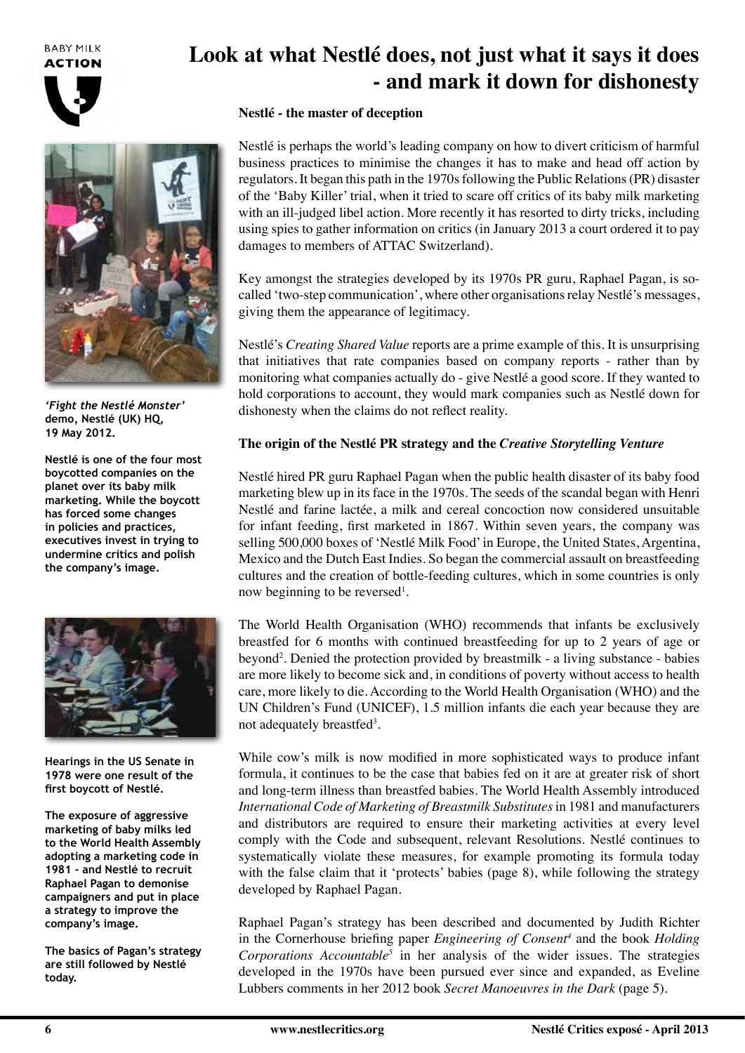# Look at what Nestlé does, not just what it says it does - and mark it down for dishonesty

### Nestlé - the master of deception

Nestlé is perhaps the world's leading company on how to divert criticism of harmful business practices to minimise the changes it has to make and head off action by regulators. It began this path in the 1970s following the Public Relations (PR) disaster of the 'Baby Killer' trial, when it tried to scare off critics of its baby milk marketing with an ill-judged libel action. More recently it has resorted to dirty tricks, including using spies to gather information on critics (in January 2013 a court ordered it to pay damages to members of ATTAC Switzerland).

Key amongst the strategies developed by its 1970s PR guru, Raphael Pagan, is so-called 'two-step communication', where other organisations relay Nestlé's messages, giving them the appearance of legitimacy.

Nestlé's *Creating Shared Value* reports are a prime example of this. It is unsurprising that initiatives that rate companies based on company reports - rather than by monitoring what companies actually do - give Nestlé a good score. If they wanted to hold corporations to account, they would mark companies such as Nestlé down for dishonesty when the claims do not reflect reality.

***'Fight the Nestlé Monster'*** **demo, Nestlé (UK) HQ, 19 May 2012.**

**Nestlé is one of the four most boycotted companies on the planet over its baby milk marketing. While the boycott has forced some changes in policies and practices, executives invest in trying to undermine critics and polish the company's image.**

### The origin of the Nestlé PR strategy and the *Creative Storytelling Venture*

Nestlé hired PR guru Raphael Pagan when the public health disaster of its baby food marketing blew up in its face in the 1970s. The seeds of the scandal began with Henri Nestlé and farine lactée, a milk and cereal concoction now considered unsuitable for infant feeding, first marketed in 1867. Within seven years, the company was selling 500,000 boxes of 'Nestlé Milk Food' in Europe, the United States, Argentina, Mexico and the Dutch East Indies. So began the commercial assault on breastfeeding cultures and the creation of bottle-feeding cultures, which in some countries is only now beginning to be reversed[1].

The World Health Organisation (WHO) recommends that infants be exclusively breastfed for 6 months with continued breastfeeding for up to 2 years of age or beyond[2]. Denied the protection provided by breastmilk - a living substance - babies are more likely to become sick and, in conditions of poverty without access to health care, more likely to die. According to the World Health Organisation (WHO) and the UN Children's Fund (UNICEF), 1.5 million infants die each year because they are not adequately breastfed[3].

While cow's milk is now modified in more sophisticated ways to produce infant formula, it continues to be the case that babies fed on it are at greater risk of short and long-term illness than breastfed babies. The World Health Assembly introduced *International Code of Marketing of Breastmilk Substitutes* in 1981 and manufacturers and distributors are required to ensure their marketing activities at every level comply with the Code and subsequent, relevant Resolutions. Nestlé continues to systematically violate these measures, for example promoting its formula today with the false claim that it 'protects' babies (page 8), while following the strategy developed by Raphael Pagan.

Raphael Pagan's strategy has been described and documented by Judith Richter in the Cornerhouse briefing paper *Engineering of Consent*[4] and the book *Holding Corporations Accountable*[5] in her analysis of the wider issues. The strategies developed in the 1970s have been pursued ever since and expanded, as Eveline Lubbers comments in her 2012 book *Secret Manoeuvres in the Dark* (page 5).

**Hearings in the US Senate in 1978 were one result of the first boycott of Nestlé.**

**The exposure of aggressive marketing of baby milks led to the World Health Assembly adopting a marketing code in 1981 - and Nestlé to recruit Raphael Pagan to demonise campaigners and put in place a strategy to improve the company's image.**

**The basics of Pagan's strategy are still followed by Nestlé today.**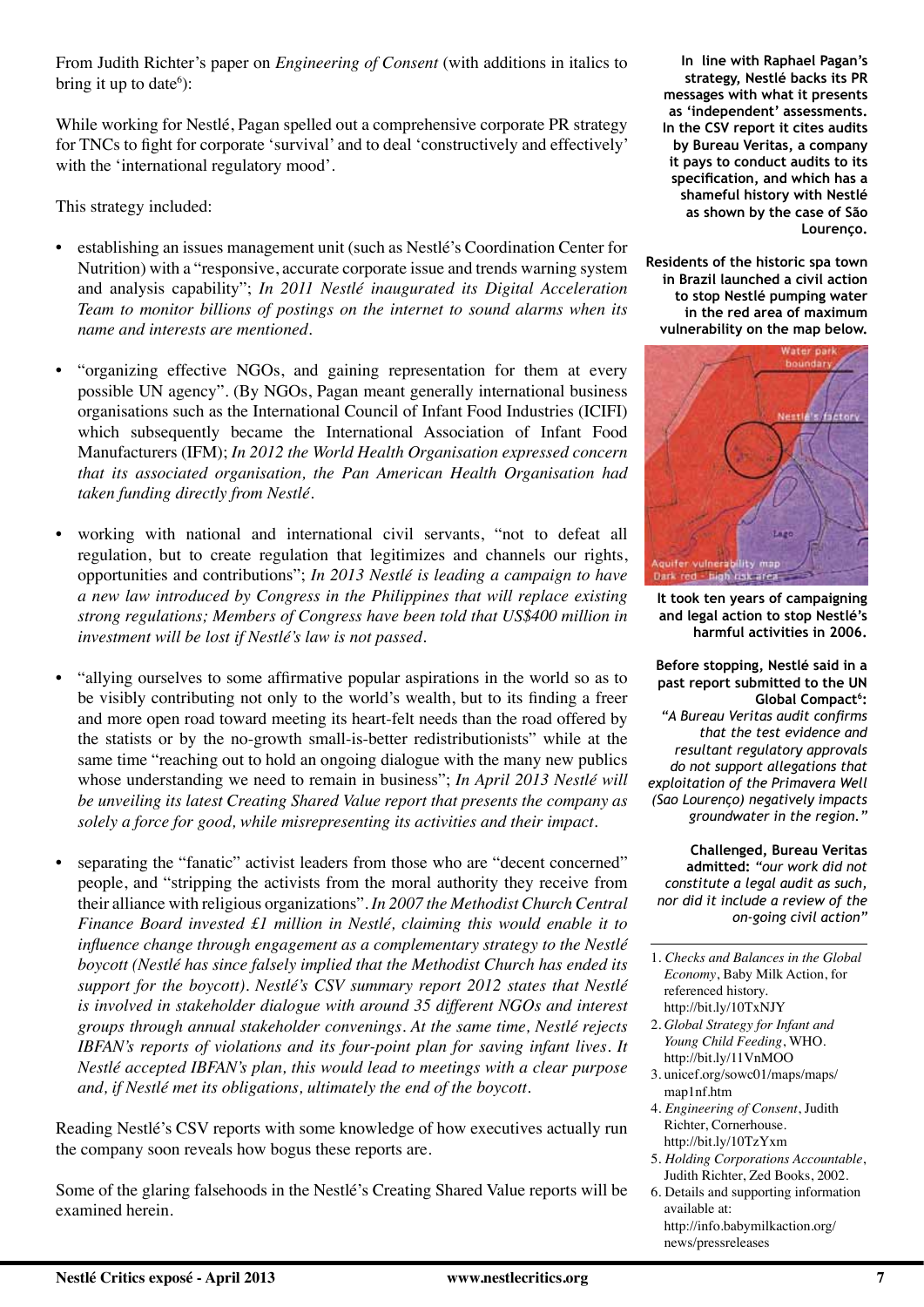From Judith Richter's paper on *Engineering of Consent* (with additions in italics to bring it up to date[6]):

While working for Nestlé, Pagan spelled out a comprehensive corporate PR strategy for TNCs to fight for corporate 'survival' and to deal 'constructively and effectively' with the 'international regulatory mood'.

This strategy included:

- establishing an issues management unit (such as Nestlé's Coordination Center for Nutrition) with a "responsive, accurate corporate issue and trends warning system and analysis capability"; *In 2011 Nestlé inaugurated its Digital Acceleration Team to monitor billions of postings on the internet to sound alarms when its name and interests are mentioned.*
- "organizing effective NGOs, and gaining representation for them at every possible UN agency". (By NGOs, Pagan meant generally international business organisations such as the International Council of Infant Food Industries (ICIFI) which subsequently became the International Association of Infant Food Manufacturers (IFM); *In 2012 the World Health Organisation expressed concern that its associated organisation, the Pan American Health Organisation had taken funding directly from Nestlé.*
- working with national and international civil servants, "not to defeat all regulation, but to create regulation that legitimizes and channels our rights, opportunities and contributions"; *In 2013 Nestlé is leading a campaign to have a new law introduced by Congress in the Philippines that will replace existing strong regulations; Members of Congress have been told that US$400 million in investment will be lost if Nestlé's law is not passed.*
- "allying ourselves to some affirmative popular aspirations in the world so as to be visibly contributing not only to the world's wealth, but to its finding a freer and more open road toward meeting its heart-felt needs than the road offered by the statists or by the no-growth small-is-better redistributionists" while at the same time "reaching out to hold an ongoing dialogue with the many new publics whose understanding we need to remain in business"; *In April 2013 Nestlé will be unveiling its latest Creating Shared Value report that presents the company as solely a force for good, while misrepresenting its activities and their impact.*
- separating the "fanatic" activist leaders from those who are "decent concerned" people, and "stripping the activists from the moral authority they receive from their alliance with religious organizations". *In 2007 the Methodist Church Central Finance Board invested £1 million in Nestlé, claiming this would enable it to influence change through engagement as a complementary strategy to the Nestlé boycott (Nestlé has since falsely implied that the Methodist Church has ended its support for the boycott). Nestlé's CSV summary report 2012 states that Nestlé is involved in stakeholder dialogue with around 35 different NGOs and interest groups through annual stakeholder convenings. At the same time, Nestlé rejects IBFAN's reports of violations and its four-point plan for saving infant lives. It Nestlé accepted IBFAN's plan, this would lead to meetings with a clear purpose and, if Nestlé met its obligations, ultimately the end of the boycott.*

Reading Nestlé's CSV reports with some knowledge of how executives actually run the company soon reveals how bogus these reports are.

Some of the glaring falsehoods in the Nestlé's Creating Shared Value reports will be examined herein.

**In line with Raphael Pagan's strategy, Nestlé backs its PR messages with what it presents as 'independent' assessments. In the CSV report it cites audits by Bureau Veritas, a company it pays to conduct audits to its specification, and which has a shameful history with Nestlé as shown by the case of São Lourenço.**

**Residents of the historic spa town in Brazil launched a civil action to stop Nestlé pumping water in the red area of maximum vulnerability on the map below.**

**It took ten years of campaigning and legal action to stop Nestlé's harmful activities in 2006.**

**Before stopping, Nestlé said in a past report submitted to the UN Global Compact[6]:**
*"A Bureau Veritas audit confirms that the test evidence and resultant regulatory approvals do not support allegations that exploitation of the Primavera Well (Sao Lourenço) negatively impacts groundwater in the region."*

**Challenged, Bureau Veritas admitted:** *"our work did not constitute a legal audit as such, nor did it include a review of the on-going civil action"*

1. *Checks and Balances in the Global Economy*, Baby Milk Action, for referenced history. http://bit.ly/10TxNJY
2. *Global Strategy for Infant and Young Child Feeding*, WHO. http://bit.ly/11VnMOO
3. unicef.org/sowc01/maps/maps/map1nf.htm
4. *Engineering of Consent*, Judith Richter, Cornerhouse. http://bit.ly/10TzYxm
5. *Holding Corporations Accountable*, Judith Richter, Zed Books, 2002.
6. Details and supporting information available at: http://info.babymilkaction.org/news/pressreleases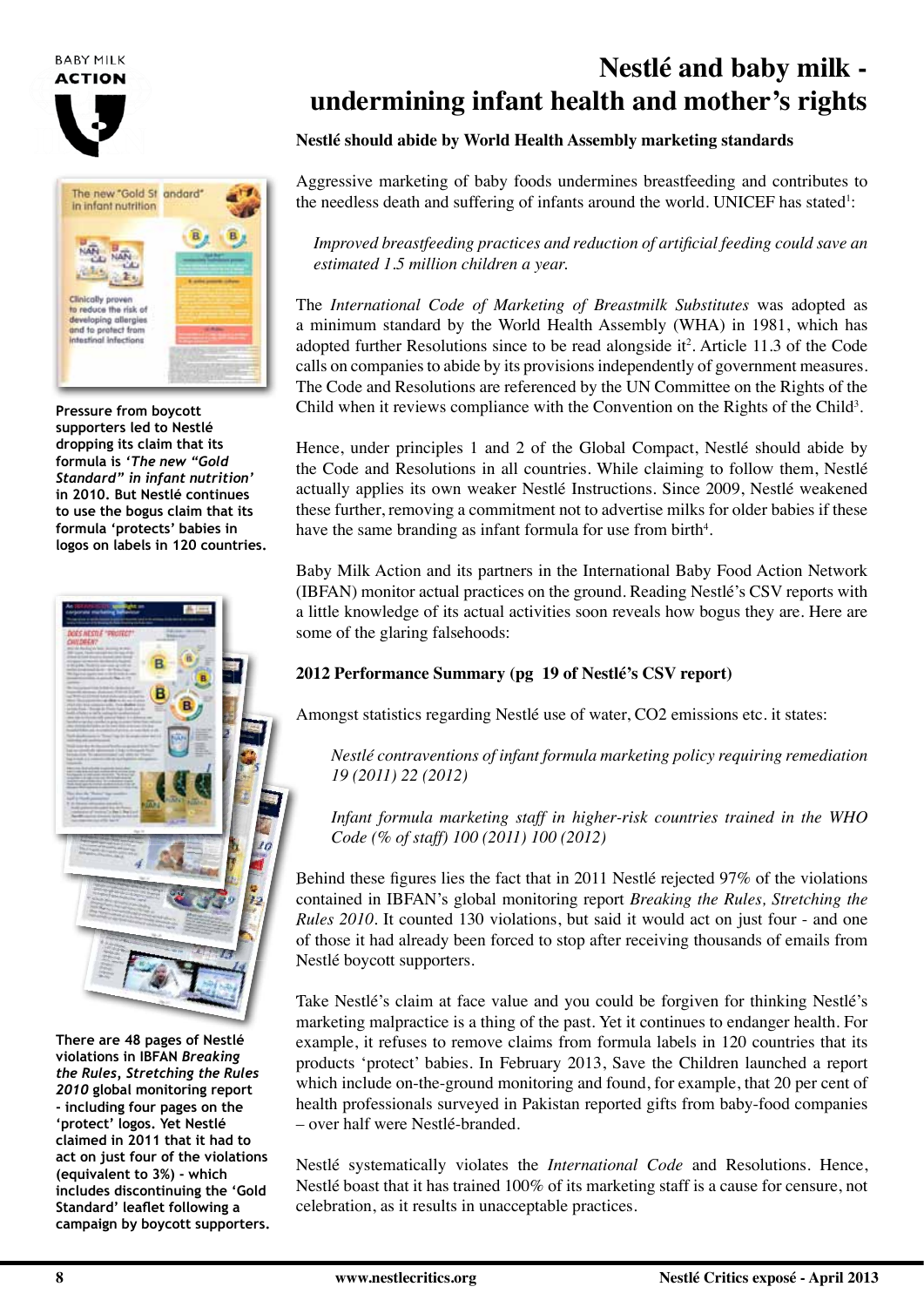# Nestlé and baby milk - undermining infant health and mother's rights

**Nestlé should abide by World Health Assembly marketing standards**

Aggressive marketing of baby foods undermines breastfeeding and contributes to the needless death and suffering of infants around the world. UNICEF has stated[1]:

*Improved breastfeeding practices and reduction of artificial feeding could save an estimated 1.5 million children a year.*

The *International Code of Marketing of Breastmilk Substitutes* was adopted as a minimum standard by the World Health Assembly (WHA) in 1981, which has adopted further Resolutions since to be read alongside it[2]. Article 11.3 of the Code calls on companies to abide by its provisions independently of government measures. The Code and Resolutions are referenced by the UN Committee on the Rights of the Child when it reviews compliance with the Convention on the Rights of the Child[3].

Hence, under principles 1 and 2 of the Global Compact, Nestlé should abide by the Code and Resolutions in all countries. While claiming to follow them, Nestlé actually applies its own weaker Nestlé Instructions. Since 2009, Nestlé weakened these further, removing a commitment not to advertise milks for older babies if these have the same branding as infant formula for use from birth[4].

Baby Milk Action and its partners in the International Baby Food Action Network (IBFAN) monitor actual practices on the ground. Reading Nestlé's CSV reports with a little knowledge of its actual activities soon reveals how bogus they are. Here are some of the glaring falsehoods:

**2012 Performance Summary (pg 19 of Nestlé's CSV report)**

Amongst statistics regarding Nestlé use of water, CO2 emissions etc. it states:

*Nestlé contraventions of infant formula marketing policy requiring remediation 19 (2011) 22 (2012)*

*Infant formula marketing staff in higher-risk countries trained in the WHO Code (% of staff) 100 (2011) 100 (2012)*

Behind these figures lies the fact that in 2011 Nestlé rejected 97% of the violations contained in IBFAN's global monitoring report *Breaking the Rules, Stretching the Rules 2010*. It counted 130 violations, but said it would act on just four - and one of those it had already been forced to stop after receiving thousands of emails from Nestlé boycott supporters.

Take Nestlé's claim at face value and you could be forgiven for thinking Nestlé's marketing malpractice is a thing of the past. Yet it continues to endanger health. For example, it refuses to remove claims from formula labels in 120 countries that its products 'protect' babies. In February 2013, Save the Children launched a report which include on-the-ground monitoring and found, for example, that 20 per cent of health professionals surveyed in Pakistan reported gifts from baby-food companies – over half were Nestlé-branded.

Nestlé systematically violates the *International Code* and Resolutions. Hence, Nestlé boast that it has trained 100% of its marketing staff is a cause for censure, not celebration, as it results in unacceptable practices.

**Pressure from boycott supporters led to Nestlé dropping its claim that its formula is *'The new "Gold Standard" in infant nutrition'* in 2010. But Nestlé continues to use the bogus claim that its formula 'protects' babies in logos on labels in 120 countries.**

**There are 48 pages of Nestlé violations in IBFAN *Breaking the Rules, Stretching the Rules 2010* global monitoring report - including four pages on the 'protect' logos. Yet Nestlé claimed in 2011 that it had to act on just four of the violations (equivalent to 3%) - which includes discontinuing the 'Gold Standard' leaflet following a campaign by boycott supporters.**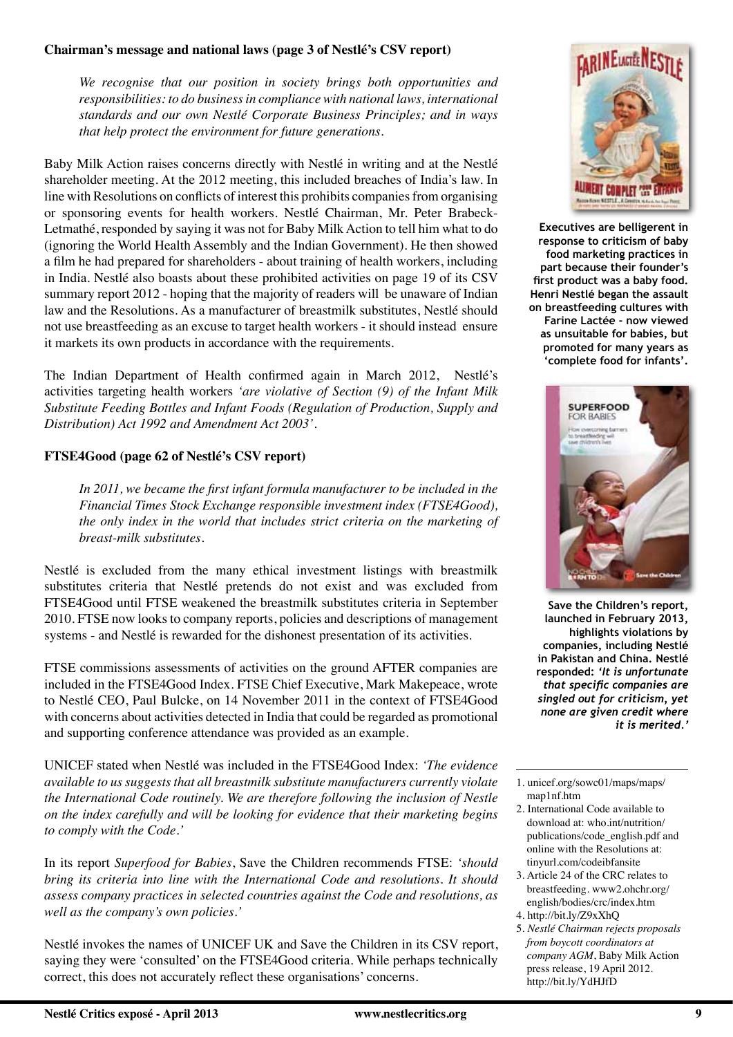### Chairman's message and national laws (page 3 of Nestlé's CSV report)

> *We recognise that our position in society brings both opportunities and responsibilities: to do business in compliance with national laws, international standards and our own Nestlé Corporate Business Principles; and in ways that help protect the environment for future generations.*

Baby Milk Action raises concerns directly with Nestlé in writing and at the Nestlé shareholder meeting. At the 2012 meeting, this included breaches of India's law. In line with Resolutions on conflicts of interest this prohibits companies from organising or sponsoring events for health workers. Nestlé Chairman, Mr. Peter Brabeck-Letmathé, responded by saying it was not for Baby Milk Action to tell him what to do (ignoring the World Health Assembly and the Indian Government). He then showed a film he had prepared for shareholders - about training of health workers, including in India. Nestlé also boasts about these prohibited activities on page 19 of its CSV summary report 2012 - hoping that the majority of readers will be unaware of Indian law and the Resolutions. As a manufacturer of breastmilk substitutes, Nestlé should not use breastfeeding as an excuse to target health workers - it should instead ensure it markets its own products in accordance with the requirements.

The Indian Department of Health confirmed again in March 2012, Nestlé's activities targeting health workers *'are violative of Section (9) of the Infant Milk Substitute Feeding Bottles and Infant Foods (Regulation of Production, Supply and Distribution) Act 1992 and Amendment Act 2003'*.

### FTSE4Good (page 62 of Nestlé's CSV report)

> *In 2011, we became the first infant formula manufacturer to be included in the Financial Times Stock Exchange responsible investment index (FTSE4Good), the only index in the world that includes strict criteria on the marketing of breast-milk substitutes.*

Nestlé is excluded from the many ethical investment listings with breastmilk substitutes criteria that Nestlé pretends do not exist and was excluded from FTSE4Good until FTSE weakened the breastmilk substitutes criteria in September 2010. FTSE now looks to company reports, policies and descriptions of management systems - and Nestlé is rewarded for the dishonest presentation of its activities.

FTSE commissions assessments of activities on the ground AFTER companies are included in the FTSE4Good Index. FTSE Chief Executive, Mark Makepeace, wrote to Nestlé CEO, Paul Bulcke, on 14 November 2011 in the context of FTSE4Good with concerns about activities detected in India that could be regarded as promotional and supporting conference attendance was provided as an example.

UNICEF stated when Nestlé was included in the FTSE4Good Index: *'The evidence available to us suggests that all breastmilk substitute manufacturers currently violate the International Code routinely. We are therefore following the inclusion of Nestle on the index carefully and will be looking for evidence that their marketing begins to comply with the Code.'*

In its report *Superfood for Babies*, Save the Children recommends FTSE: *'should bring its criteria into line with the International Code and resolutions. It should assess company practices in selected countries against the Code and resolutions, as well as the company's own policies.'*

Nestlé invokes the names of UNICEF UK and Save the Children in its CSV report, saying they were 'consulted' on the FTSE4Good criteria. While perhaps technically correct, this does not accurately reflect these organisations' concerns.

**Executives are belligerent in response to criticism of baby food marketing practices in part because their founder's first product was a baby food. Henri Nestlé began the assault on breastfeeding cultures with Farine Lactée - now viewed as unsuitable for babies, but promoted for many years as 'complete food for infants'.**

**Save the Children's report, launched in February 2013, highlights violations by companies, including Nestlé in Pakistan and China. Nestlé responded: *'It is unfortunate that specific companies are singled out for criticism, yet none are given credit where it is merited.'***

---

1. unicef.org/sowc01/maps/maps/map1nf.htm
2. International Code available to download at: who.int/nutrition/publications/code_english.pdf and online with the Resolutions at: tinyurl.com/codeibfansite
3. Article 24 of the CRC relates to breastfeeding. www2.ohchr.org/english/bodies/crc/index.htm
4. http://bit.ly/Z9xXhQ
5. *Nestlé Chairman rejects proposals from boycott coordinators at company AGM*, Baby Milk Action press release, 19 April 2012. http://bit.ly/YdHJfD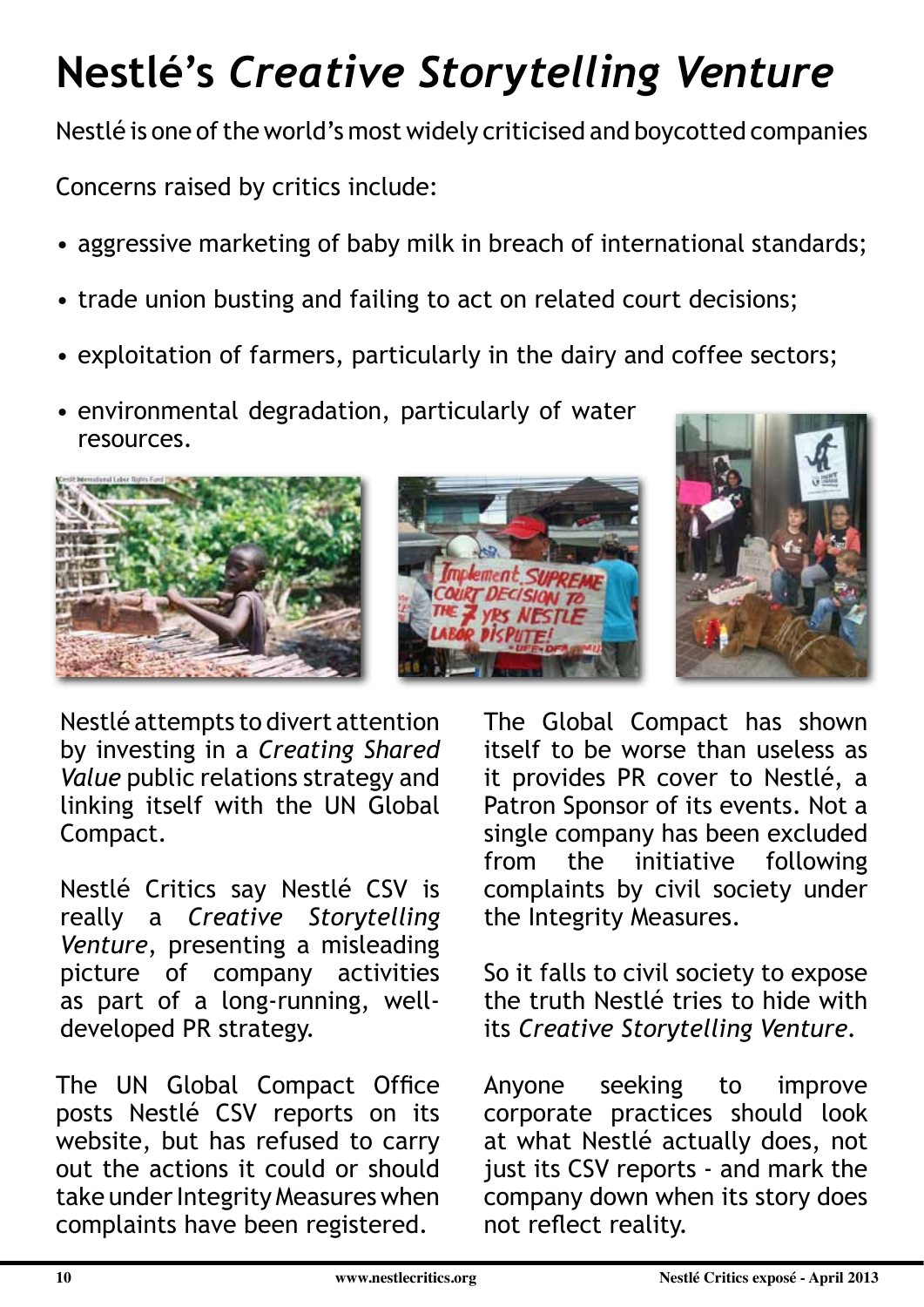# Nestlé's *Creative Storytelling Venture*

Nestlé is one of the world's most widely criticised and boycotted companies

Concerns raised by critics include:

- aggressive marketing of baby milk in breach of international standards;
- trade union busting and failing to act on related court decisions;
- exploitation of farmers, particularly in the dairy and coffee sectors;
- environmental degradation, particularly of water resources.

Nestlé attempts to divert attention by investing in a *Creating Shared Value* public relations strategy and linking itself with the UN Global Compact.

Nestlé Critics say Nestlé CSV is really a *Creative Storytelling Venture*, presenting a misleading picture of company activities as part of a long-running, well-developed PR strategy.

The UN Global Compact Office posts Nestlé CSV reports on its website, but has refused to carry out the actions it could or should take under Integrity Measures when complaints have been registered.

The Global Compact has shown itself to be worse than useless as it provides PR cover to Nestlé, a Patron Sponsor of its events. Not a single company has been excluded from the initiative following complaints by civil society under the Integrity Measures.

So it falls to civil society to expose the truth Nestlé tries to hide with its *Creative Storytelling Venture*.

Anyone seeking to improve corporate practices should look at what Nestlé actually does, not just its CSV reports - and mark the company down when its story does not reflect reality.